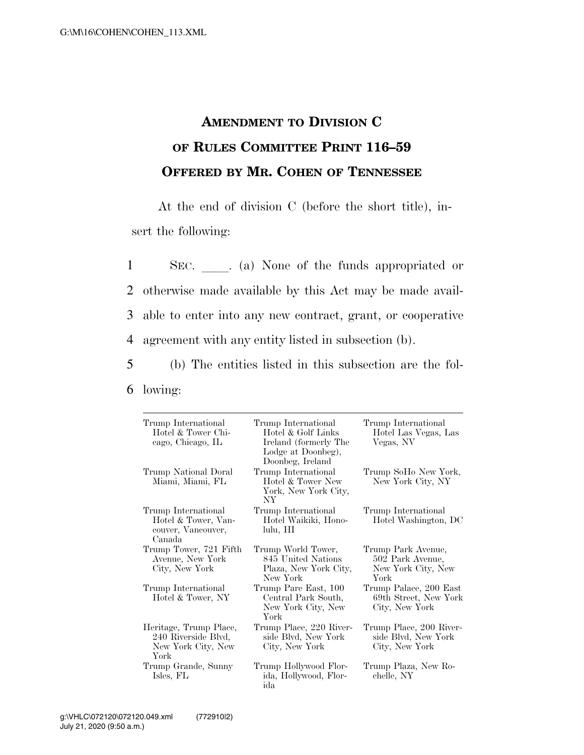# AMENDMENT TO DIVISION C OF RULES COMMITTEE PRINT 116–59 OFFERED BY MR. COHEN OF TENNESSEE

At the end of division C (before the short title), insert the following:

1 SEC. \_\_\_\_. (a) None of the funds appropriated or
2 otherwise made available by this Act may be made avail-
3 able to enter into any new contract, grant, or cooperative
4 agreement with any entity listed in subsection (b).
5 (b) The entities listed in this subsection are the fol-
6 lowing:

| | | |
|---|---|---|
| Trump International Hotel & Tower Chicago, Chicago, IL | Trump International Hotel & Golf Links Ireland (formerly The Lodge at Doonbeg), Doonbeg, Ireland | Trump International Hotel Las Vegas, Las Vegas, NV |
| Trump National Doral Miami, Miami, FL | Trump International Hotel & Tower New York, New York City, NY | Trump SoHo New York, New York City, NY |
| Trump International Hotel & Tower, Vancouver, Vancouver, Canada | Trump International Hotel Waikiki, Honolulu, HI | Trump International Hotel Washington, DC |
| Trump Tower, 721 Fifth Avenue, New York City, New York | Trump World Tower, 845 United Nations Plaza, New York City, New York | Trump Park Avenue, 502 Park Avenue, New York City, New York |
| Trump International Hotel & Tower, NY | Trump Parc East, 100 Central Park South, New York City, New York | Trump Palace, 200 East 69th Street, New York City, New York |
| Heritage, Trump Place, 240 Riverside Blvd, New York City, New York | Trump Place, 220 Riverside Blvd, New York City, New York | Trump Place, 200 Riverside Blvd, New York City, New York |
| Trump Grande, Sunny Isles, FL | Trump Hollywood Florida, Hollywood, Florida | Trump Plaza, New Rochelle, NY |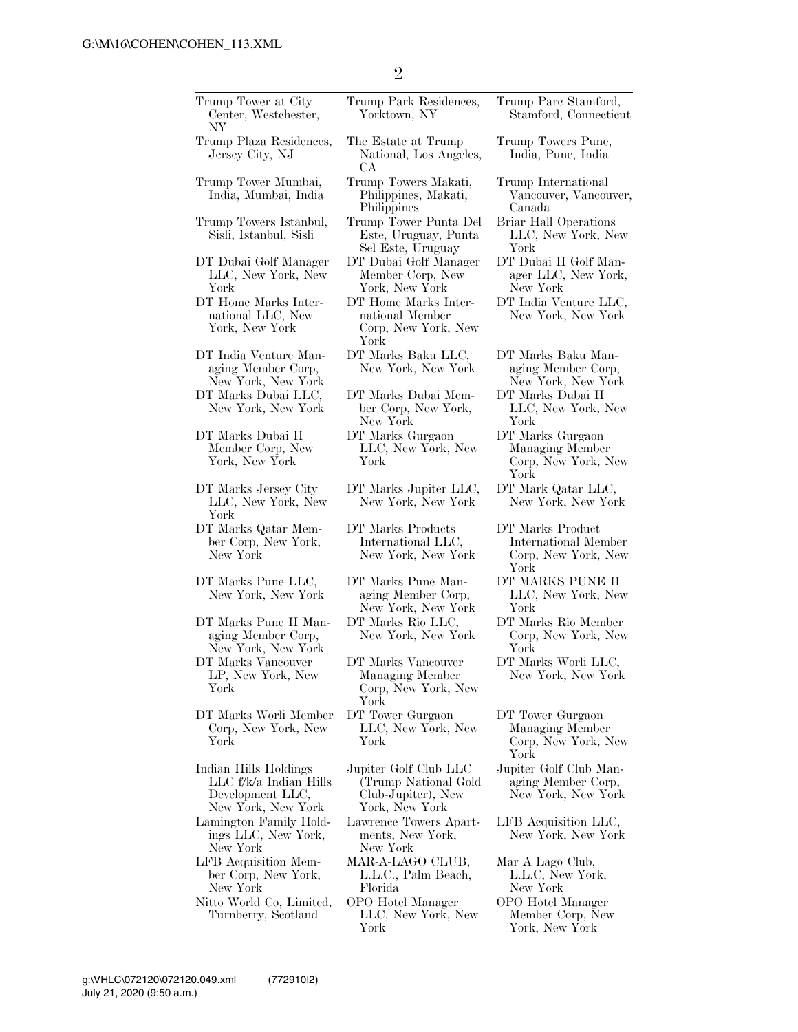| | | |
|---|---|---|
| Trump Tower at City Center, Westchester, NY | Trump Park Residences, Yorktown, NY | Trump Parc Stamford, Stamford, Connecticut |
| Trump Plaza Residences, Jersey City, NJ | The Estate at Trump National, Los Angeles, CA | Trump Towers Pune, India, Pune, India |
| Trump Tower Mumbai, India, Mumbai, India | Trump Towers Makati, Philippines, Makati, Philippines | Trump International Vancouver, Vancouver, Canada |
| Trump Towers Istanbul, Sisli, Istanbul, Sisli | Trump Tower Punta Del Este, Uruguay, Punta Sel Este, Uruguay | Briar Hall Operations LLC, New York, New York |
| DT Dubai Golf Manager LLC, New York, New York | DT Dubai Golf Manager Member Corp, New York, New York | DT Dubai II Golf Manager LLC, New York, New York |
| DT Home Marks International LLC, New York, New York | DT Home Marks International Member Corp, New York, New York | DT India Venture LLC, New York, New York |
| DT India Venture Managing Member Corp, New York, New York | DT Marks Baku LLC, New York, New York | DT Marks Baku Managing Member Corp, New York, New York |
| DT Marks Dubai LLC, New York, New York | DT Marks Dubai Member Corp, New York, New York | DT Marks Dubai II LLC, New York, New York |
| DT Marks Dubai II Member Corp, New York, New York | DT Marks Gurgaon LLC, New York, New York | DT Marks Gurgaon Managing Member Corp, New York, New York |
| DT Marks Jersey City LLC, New York, New York | DT Marks Jupiter LLC, New York, New York | DT Mark Qatar LLC, New York, New York |
| DT Marks Qatar Member Corp, New York, New York | DT Marks Products International LLC, New York, New York | DT Marks Product International Member Corp, New York, New York |
| DT Marks Pune LLC, New York, New York | DT Marks Pune Managing Member Corp, New York, New York | DT MARKS PUNE II LLC, New York, New York |
| DT Marks Pune II Managing Member Corp, New York, New York | DT Marks Rio LLC, New York, New York | DT Marks Rio Member Corp, New York, New York |
| DT Marks Vancouver LP, New York, New York | DT Marks Vancouver Managing Member Corp, New York, New York | DT Marks Worli LLC, New York, New York |
| DT Marks Worli Member Corp, New York, New York | DT Tower Gurgaon LLC, New York, New York | DT Tower Gurgaon Managing Member Corp, New York, New York |
| Indian Hills Holdings LLC f/k/a Indian Hills Development LLC, New York, New York | Jupiter Golf Club LLC (Trump National Gold Club-Jupiter), New York, New York | Jupiter Golf Club Managing Member Corp, New York, New York |
| Lamington Family Holdings LLC, New York, New York | Lawrence Towers Apartments, New York, New York | LFB Acquisition LLC, New York, New York |
| LFB Acquisition Member Corp, New York, New York | MAR-A-LAGO CLUB, L.L.C., Palm Beach, Florida | Mar A Lago Club, L.L.C, New York, New York |
| Nitto World Co, Limited, Turnberry, Scotland | OPO Hotel Manager LLC, New York, New York | OPO Hotel Manager Member Corp, New York, New York |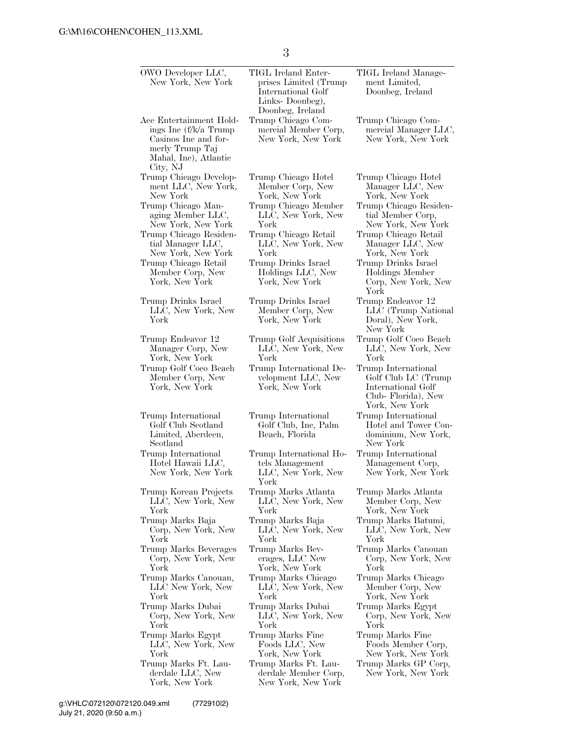| | | |
|---|---|---|
| OWO Developer LLC, New York, New York | TIGL Ireland Enterprises Limited (Trump International Golf Links- Doonbeg), Doonbeg, Ireland | TIGL Ireland Management Limited, Doonbeg, Ireland |
| Ace Entertainment Holdings Inc (f/k/a Trump Casinos Inc and formerly Trump Taj Mahal, Inc), Atlantic City, NJ | Trump Chicago Commercial Member Corp, New York, New York | Trump Chicago Commercial Manager LLC, New York, New York |
| Trump Chicago Development LLC, New York, New York | Trump Chicago Hotel Member Corp, New York, New York | Trump Chicago Hotel Manager LLC, New York, New York |
| Trump Chicago Managing Member LLC, New York, New York | Trump Chicago Member LLC, New York, New York | Trump Chicago Residential Member Corp, New York, New York |
| Trump Chicago Residential Manager LLC, New York, New York | Trump Chicago Retail LLC, New York, New York | Trump Chicago Retail Manager LLC, New York, New York |
| Trump Chicago Retail Member Corp, New York, New York | Trump Drinks Israel Holdings LLC, New York, New York | Trump Drinks Israel Holdings Member Corp, New York, New York |
| Trump Drinks Israel LLC, New York, New York | Trump Drinks Israel Member Corp, New York, New York | Trump Endeavor 12 LLC (Trump National Doral), New York, New York |
| Trump Endeavor 12 Manager Corp, New York, New York | Trump Golf Acquisitions LLC, New York, New York | Trump Golf Coco Beach LLC, New York, New York |
| Trump Golf Coco Beach Member Corp, New York, New York | Trump International Development LLC, New York, New York | Trump International Golf Club LC (Trump International Golf Club- Florida), New York, New York |
| Trump International Golf Club Scotland Limited, Aberdeen, Scotland | Trump International Golf Club, Inc, Palm Beach, Florida | Trump International Hotel and Tower Condominium, New York, New York |
| Trump International Hotel Hawaii LLC, New York, New York | Trump International Hotels Management LLC, New York, New York | Trump International Management Corp, New York, New York |
| Trump Korean Projects LLC, New York, New York | Trump Marks Atlanta LLC, New York, New York | Trump Marks Atlanta Member Corp, New York, New York |
| Trump Marks Baja Corp, New York, New York | Trump Marks Baja LLC, New York, New York | Trump Marks Batumi, LLC, New York, New York |
| Trump Marks Beverages Corp, New York, New York | Trump Marks Beverages, LLC New York, New York | Trump Marks Canouan Corp, New York, New York |
| Trump Marks Canouan, LLC New York, New York | Trump Marks Chicago LLC, New York, New York | Trump Marks Chicago Member Corp, New York, New York |
| Trump Marks Dubai Corp, New York, New York | Trump Marks Dubai LLC, New York, New York | Trump Marks Egypt Corp, New York, New York |
| Trump Marks Egypt LLC, New York, New York | Trump Marks Fine Foods LLC, New York, New York | Trump Marks Fine Foods Member Corp, New York, New York |
| Trump Marks Ft. Lauderdale LLC, New York, New York | Trump Marks Ft. Lauderdale Member Corp, New York, New York | Trump Marks GP Corp, New York, New York |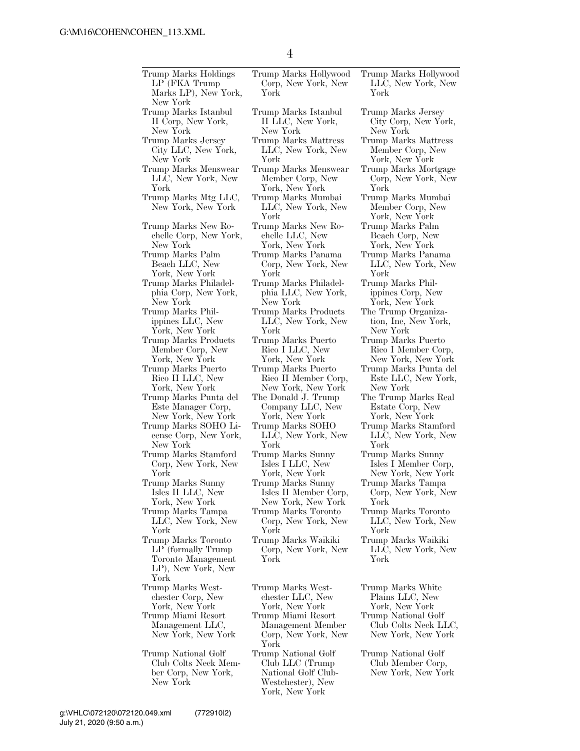Trump Marks Holdings LP (FKA Trump Marks LP), New York, New York

Trump Marks Hollywood Corp, New York, New York

Trump Marks Hollywood LLC, New York, New York

Trump Marks Istanbul II Corp, New York, New York

Trump Marks Istanbul II LLC, New York, New York

Trump Marks Jersey City Corp, New York, New York

Trump Marks Jersey City LLC, New York, New York

Trump Marks Mattress LLC, New York, New York

Trump Marks Mattress Member Corp, New York, New York

Trump Marks Menswear LLC, New York, New York

Trump Marks Menswear Member Corp, New York, New York

Trump Marks Mortgage Corp, New York, New York

Trump Marks Mtg LLC, New York, New York

Trump Marks Mumbai LLC, New York, New York

Trump Marks Mumbai Member Corp, New York, New York

Trump Marks New Rochelle Corp, New York, New York

Trump Marks New Rochelle LLC, New York, New York

Trump Marks Palm Beach Corp, New York, New York

Trump Marks Palm Beach LLC, New York, New York

Trump Marks Panama Corp, New York, New York

Trump Marks Panama LLC, New York, New York

Trump Marks Philadelphia Corp, New York, New York

Trump Marks Philadelphia LLC, New York, New York

Trump Marks Philippines Corp, New York, New York

Trump Marks Philippines LLC, New York, New York

Trump Marks Products LLC, New York, New York

The Trump Organization, Inc, New York, New York

Trump Marks Products Member Corp, New York, New York

Trump Marks Puerto Rico I LLC, New York, New York

Trump Marks Puerto Rico I Member Corp, New York, New York

Trump Marks Puerto Rico II LLC, New York, New York

Trump Marks Puerto Rico II Member Corp, New York, New York

Trump Marks Punta del Este LLC, New York, New York

Trump Marks Punta del Este Manager Corp, New York, New York

The Donald J. Trump Company LLC, New York, New York

The Trump Marks Real Estate Corp, New York, New York

Trump Marks SOHO License Corp, New York, New York

Trump Marks SOHO LLC, New York, New York

Trump Marks Stamford LLC, New York, New York

Trump Marks Stamford Corp, New York, New York

Trump Marks Sunny Isles I LLC, New York, New York

Trump Marks Sunny Isles I Member Corp, New York, New York

Trump Marks Sunny Isles II LLC, New York, New York

Trump Marks Sunny Isles II Member Corp, New York, New York

Trump Marks Tampa Corp, New York, New York

Trump Marks Tampa LLC, New York, New York

Trump Marks Toronto Corp, New York, New York

Trump Marks Toronto LLC, New York, New York

Trump Marks Toronto LP (formally Trump Toronto Management LP), New York, New York

Trump Marks Waikiki Corp, New York, New York

Trump Marks Waikiki LLC, New York, New York

Trump Marks Westchester Corp, New York, New York

Trump Marks Westchester LLC, New York, New York

Trump Marks White Plains LLC, New York, New York

Trump Miami Resort Management LLC, New York, New York

Trump Miami Resort Management Member Corp, New York, New York

Trump National Golf Club Colts Neck LLC, New York, New York

Trump National Golf Club Colts Neck Member Corp, New York, New York

Trump National Golf Club LLC (Trump National Golf Club-Westchester), New York, New York

Trump National Golf Club Member Corp, New York, New York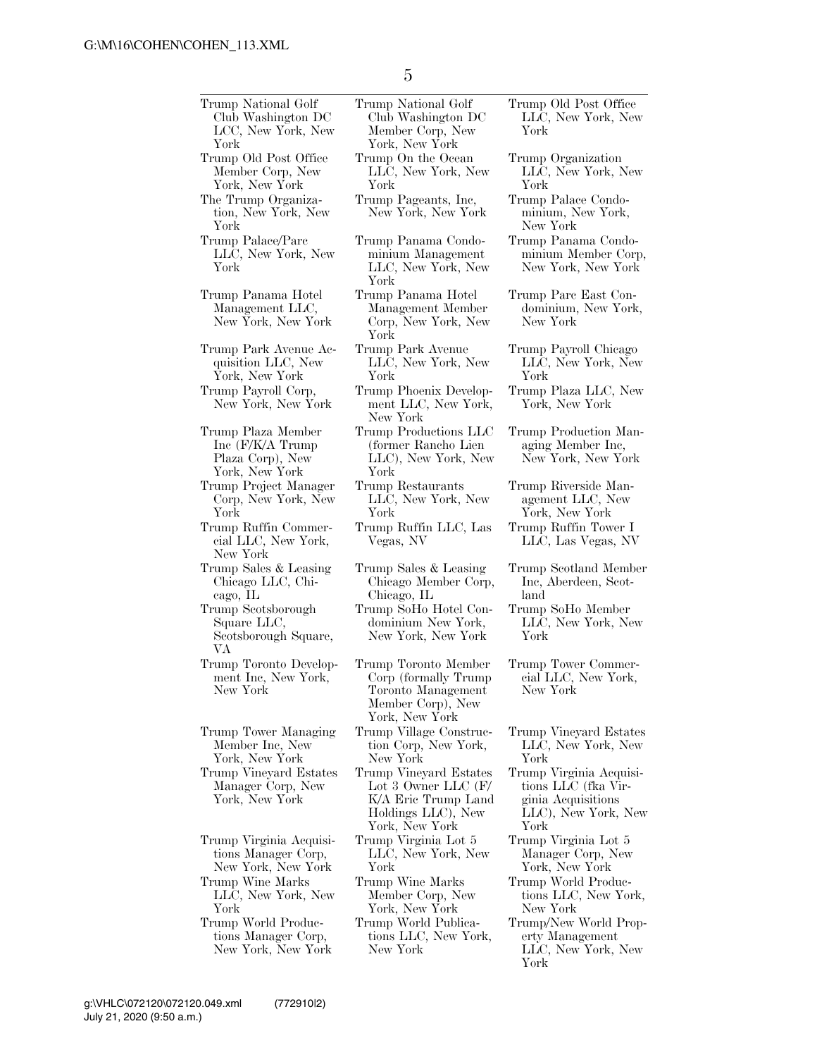Trump National Golf Club Washington DC LCC, New York, New York

Trump National Golf Club Washington DC Member Corp, New York, New York

Trump Old Post Office LLC, New York, New York

Trump Old Post Office Member Corp, New York, New York

Trump On the Ocean LLC, New York, New York

Trump Organization LLC, New York, New York

The Trump Organization, New York, New York

Trump Pageants, Inc, New York, New York

Trump Palace Condominium, New York, New York

Trump Palace/Parc LLC, New York, New York

Trump Panama Condominium Management LLC, New York, New York

Trump Panama Condominium Member Corp, New York, New York

Trump Panama Hotel Management LLC, New York, New York

Trump Panama Hotel Management Member Corp, New York, New York

Trump Parc East Condominium, New York, New York

Trump Park Avenue Acquisition LLC, New York, New York

Trump Park Avenue LLC, New York, New York

Trump Payroll Chicago LLC, New York, New York

Trump Payroll Corp, New York, New York

Trump Phoenix Development LLC, New York, New York

Trump Plaza LLC, New York, New York

Trump Plaza Member Inc (F/K/A Trump Plaza Corp), New York, New York

Trump Productions LLC (former Rancho Lien LLC), New York, New York

Trump Production Managing Member Inc, New York, New York

Trump Project Manager Corp, New York, New York

Trump Restaurants LLC, New York, New York

Trump Riverside Management LLC, New York, New York

Trump Ruffin Commercial LLC, New York, New York

Trump Ruffin LLC, Las Vegas, NV

Trump Ruffin Tower I LLC, Las Vegas, NV

Trump Sales & Leasing Chicago LLC, Chicago, IL

Trump Sales & Leasing Chicago Member Corp, Chicago, IL

Trump Scotland Member Inc, Aberdeen, Scotland

Trump Scotsborough Square LLC, Scotsborough Square, VA

Trump SoHo Hotel Condominium New York, New York, New York

Trump SoHo Member LLC, New York, New York

Trump Toronto Development Inc, New York, New York

Trump Toronto Member Corp (formally Trump Toronto Management Member Corp), New York, New York

Trump Tower Commercial LLC, New York, New York

Trump Tower Managing Member Inc, New York, New York

Trump Village Construction Corp, New York, New York

Trump Vineyard Estates LLC, New York, New York

Trump Vineyard Estates Manager Corp, New York, New York

Trump Vineyard Estates Lot 3 Owner LLC (F/K/A Eric Trump Land Holdings LLC), New York, New York

Trump Virginia Acquisitions LLC (fka Virginia Acquisitions LLC), New York, New York

Trump Virginia Acquisitions Manager Corp, New York, New York

Trump Virginia Lot 5 LLC, New York, New York

Trump Virginia Lot 5 Manager Corp, New York, New York

Trump Wine Marks LLC, New York, New York

Trump Wine Marks Member Corp, New York, New York

Trump World Productions LLC, New York, New York

Trump World Productions Manager Corp, New York, New York

Trump World Publications LLC, New York, New York

Trump/New World Property Management LLC, New York, New York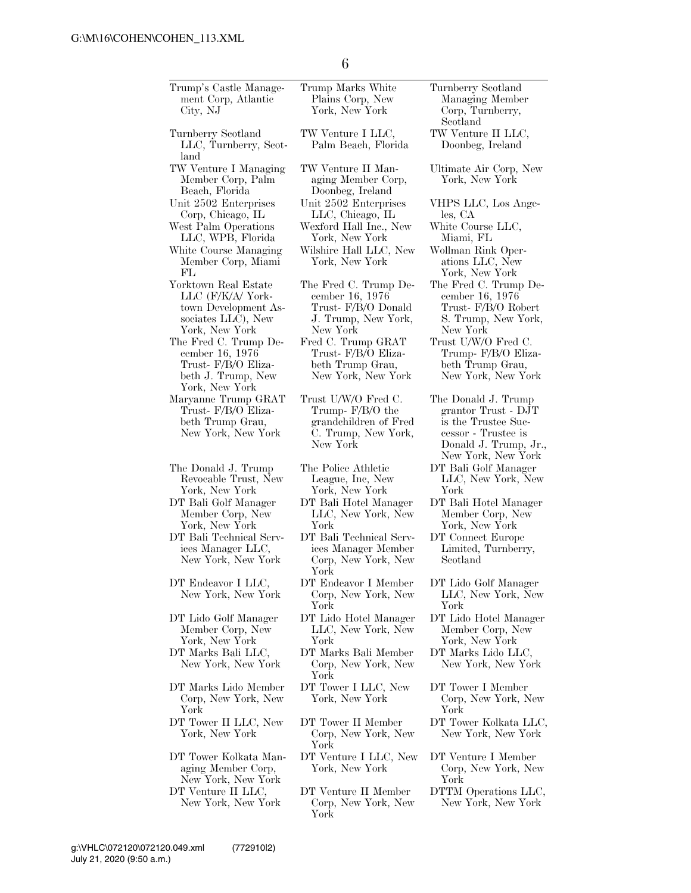| | | |
|---|---|---|
| Trump's Castle Management Corp, Atlantic City, NJ | Trump Marks White Plains Corp, New York, New York | Turnberry Scotland Managing Member Corp, Turnberry, Scotland |
| Turnberry Scotland LLC, Turnberry, Scotland | TW Venture I LLC, Palm Beach, Florida | TW Venture II LLC, Doonbeg, Ireland |
| TW Venture I Managing Member Corp, Palm Beach, Florida | TW Venture II Managing Member Corp, Doonbeg, Ireland | Ultimate Air Corp, New York, New York |
| Unit 2502 Enterprises Corp, Chicago, IL | Unit 2502 Enterprises LLC, Chicago, IL | VHPS LLC, Los Angeles, CA |
| West Palm Operations LLC, WPB, Florida | Wexford Hall Inc., New York, New York | White Course LLC, Miami, FL |
| White Course Managing Member Corp, Miami FL | Wilshire Hall LLC, New York, New York | Wollman Rink Operations LLC, New York, New York |
| Yorktown Real Estate LLC (F/K/A/ Yorktown Development Associates LLC), New York, New York | The Fred C. Trump December 16, 1976 Trust- F/B/O Donald J. Trump, New York, New York | The Fred C. Trump December 16, 1976 Trust- F/B/O Robert S. Trump, New York, New York |
| The Fred C. Trump December 16, 1976 Trust- F/B/O Elizabeth J. Trump, New York, New York | Fred C. Trump GRAT Trust- F/B/O Elizabeth Trump Grau, New York, New York | Trust U/W/O Fred C. Trump- F/B/O Elizabeth Trump Grau, New York, New York |
| Maryanne Trump GRAT Trust- F/B/O Elizabeth Trump Grau, New York, New York | Trust U/W/O Fred C. Trump- F/B/O the grandchildren of Fred C. Trump, New York, New York | The Donald J. Trump grantor Trust - DJT is the Trustee Successor - Trustee is Donald J. Trump, Jr., New York, New York |
| The Donald J. Trump Revocable Trust, New York, New York | The Police Athletic League, Inc, New York, New York | DT Bali Golf Manager LLC, New York, New York |
| DT Bali Golf Manager Member Corp, New York, New York | DT Bali Hotel Manager LLC, New York, New York | DT Bali Hotel Manager Member Corp, New York, New York |
| DT Bali Technical Services Manager LLC, New York, New York | DT Bali Technical Services Manager Member Corp, New York, New York | DT Connect Europe Limited, Turnberry, Scotland |
| DT Endeavor I LLC, New York, New York | DT Endeavor I Member Corp, New York, New York | DT Lido Golf Manager LLC, New York, New York |
| DT Lido Golf Manager Member Corp, New York, New York | DT Lido Hotel Manager LLC, New York, New York | DT Lido Hotel Manager Member Corp, New York, New York |
| DT Marks Bali LLC, New York, New York | DT Marks Bali Member Corp, New York, New York | DT Marks Lido LLC, New York, New York |
| DT Marks Lido Member Corp, New York, New York | DT Tower I LLC, New York, New York | DT Tower I Member Corp, New York, New York |
| DT Tower II LLC, New York, New York | DT Tower II Member Corp, New York, New York | DT Tower Kolkata LLC, New York, New York |
| DT Tower Kolkata Managing Member Corp, New York, New York | DT Venture I LLC, New York, New York | DT Venture I Member Corp, New York, New York |
| DT Venture II LLC, New York, New York | DT Venture II Member Corp, New York, New York | DTTM Operations LLC, New York, New York |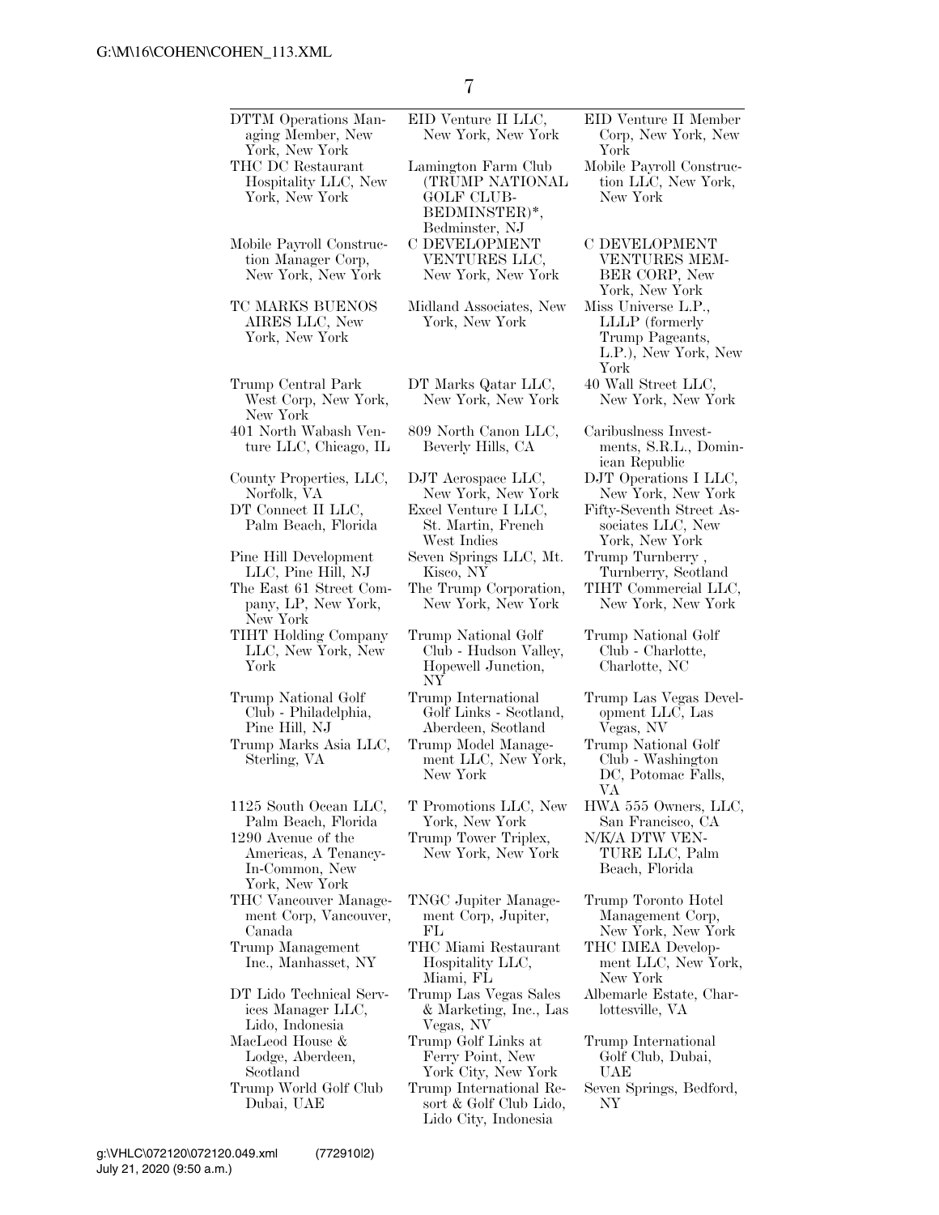| | | |
|---|---|---|
| DTTM Operations Managing Member, New York, New York | EID Venture II LLC, New York, New York | EID Venture II Member Corp, New York, New York |
| THC DC Restaurant Hospitality LLC, New York, New York | Lamington Farm Club (TRUMP NATIONAL GOLF CLUB-BEDMINSTER)*, Bedminster, NJ | Mobile Payroll Construction LLC, New York, New York |
| Mobile Payroll Construction Manager Corp, New York, New York | C DEVELOPMENT VENTURES LLC, New York, New York | C DEVELOPMENT VENTURES MEMBER CORP, New York, New York |
| TC MARKS BUENOS AIRES LLC, New York, New York | Midland Associates, New York, New York | Miss Universe L.P., LLLP (formerly Trump Pageants, L.P.), New York, New York |
| Trump Central Park West Corp, New York, New York | DT Marks Qatar LLC, New York, New York | 40 Wall Street LLC, New York, New York |
| 401 North Wabash Venture LLC, Chicago, IL | 809 North Canon LLC, Beverly Hills, CA | Caribuslness Investments, S.R.L., Dominican Republic |
| County Properties, LLC, Norfolk, VA | DJT Aerospace LLC, New York, New York | DJT Operations I LLC, New York, New York |
| DT Connect II LLC, Palm Beach, Florida | Excel Venture I LLC, St. Martin, French West Indies | Fifty-Seventh Street Associates LLC, New York, New York |
| Pine Hill Development LLC, Pine Hill, NJ | Seven Springs LLC, Mt. Kisco, NY | Trump Turnberry , Turnberry, Scotland |
| The East 61 Street Company, LP, New York, New York | The Trump Corporation, New York, New York | TIHT Commercial LLC, New York, New York |
| TIHT Holding Company LLC, New York, New York | Trump National Golf Club - Hudson Valley, Hopewell Junction, NY | Trump National Golf Club - Charlotte, Charlotte, NC |
| Trump National Golf Club - Philadelphia, Pine Hill, NJ | Trump International Golf Links - Scotland, Aberdeen, Scotland | Trump Las Vegas Development LLC, Las Vegas, NV |
| Trump Marks Asia LLC, Sterling, VA | Trump Model Management LLC, New York, New York | Trump National Golf Club - Washington DC, Potomac Falls, VA |
| 1125 South Ocean LLC, Palm Beach, Florida | T Promotions LLC, New York, New York | HWA 555 Owners, LLC, San Francisco, CA |
| 1290 Avenue of the Americas, A Tenancy-In-Common, New York, New York | Trump Tower Triplex, New York, New York | N/K/A DTW VENTURE LLC, Palm Beach, Florida |
| THC Vancouver Management Corp, Vancouver, Canada | TNGC Jupiter Management Corp, Jupiter, FL | Trump Toronto Hotel Management Corp, New York, New York |
| Trump Management Inc., Manhasset, NY | THC Miami Restaurant Hospitality LLC, Miami, FL | THC IMEA Development LLC, New York, New York |
| DT Lido Technical Services Manager LLC, Lido, Indonesia | Trump Las Vegas Sales & Marketing, Inc., Las Vegas, NV | Albemarle Estate, Charlottesville, VA |
| MacLeod House & Lodge, Aberdeen, Scotland | Trump Golf Links at Ferry Point, New York City, New York | Trump International Golf Club, Dubai, UAE |
| Trump World Golf Club Dubai, UAE | Trump International Resort & Golf Club Lido, Lido City, Indonesia | Seven Springs, Bedford, NY |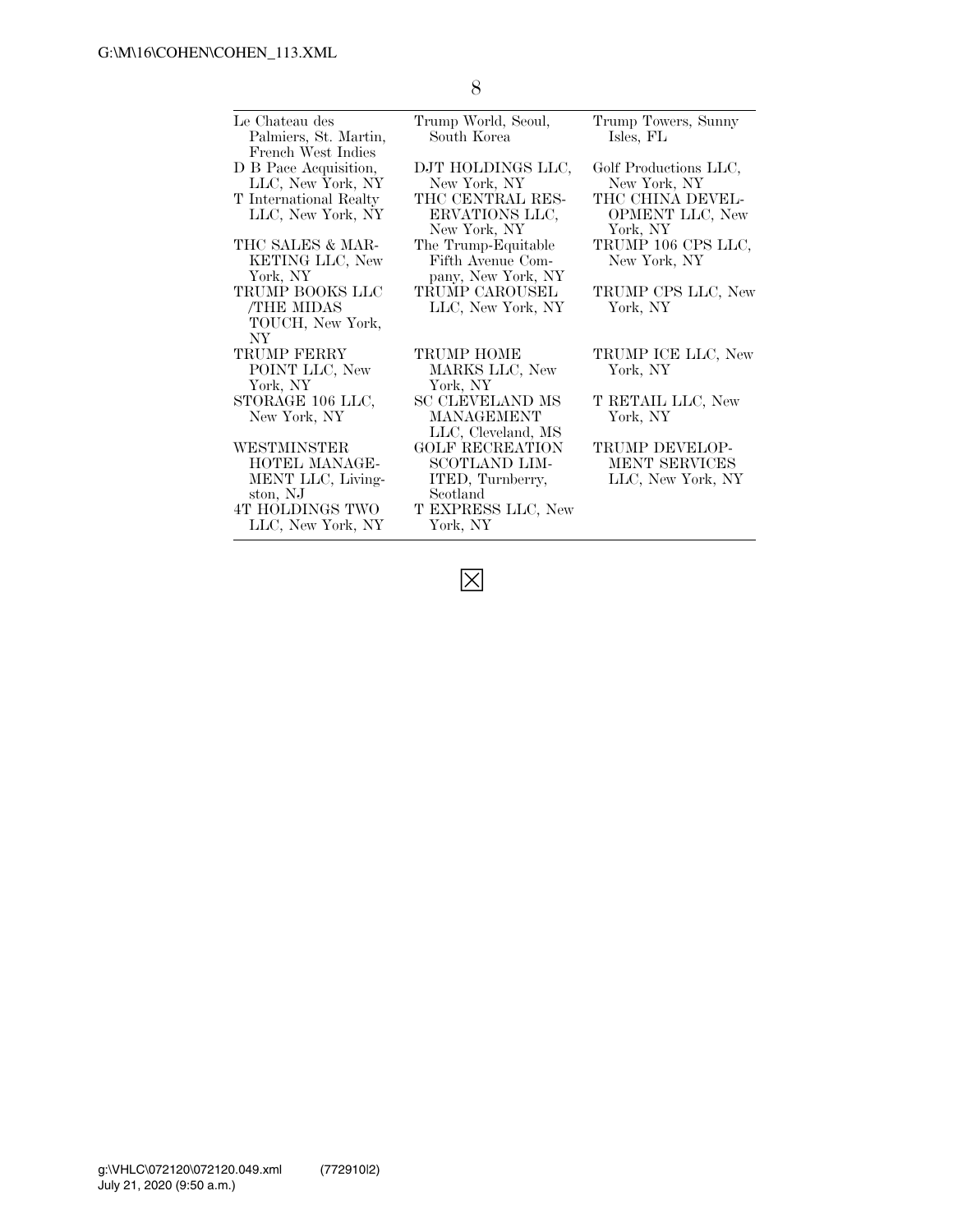| | | |
|---|---|---|
| Le Chateau des Palmiers, St. Martin, French West Indies | Trump World, Seoul, South Korea | Trump Towers, Sunny Isles, FL |
| D B Pace Acquisition, LLC, New York, NY | DJT HOLDINGS LLC, New York, NY | Golf Productions LLC, New York, NY |
| T International Realty LLC, New York, NY | THC CENTRAL RESERVATIONS LLC, New York, NY | THC CHINA DEVELOPMENT LLC, New York, NY |
| THC SALES & MARKETING LLC, New York, NY | The Trump-Equitable Fifth Avenue Company, New York, NY | TRUMP 106 CPS LLC, New York, NY |
| TRUMP BOOKS LLC /THE MIDAS TOUCH, New York, NY | TRUMP CAROUSEL LLC, New York, NY | TRUMP CPS LLC, New York, NY |
| TRUMP FERRY POINT LLC, New York, NY | TRUMP HOME MARKS LLC, New York, NY | TRUMP ICE LLC, New York, NY |
| STORAGE 106 LLC, New York, NY | SC CLEVELAND MS MANAGEMENT LLC, Cleveland, MS | T RETAIL LLC, New York, NY |
| WESTMINSTER HOTEL MANAGEMENT LLC, Livingston, NJ | GOLF RECREATION SCOTLAND LIMITED, Turnberry, Scotland | TRUMP DEVELOPMENT SERVICES LLC, New York, NY |
| 4T HOLDINGS TWO LLC, New York, NY | T EXPRESS LLC, New York, NY | |